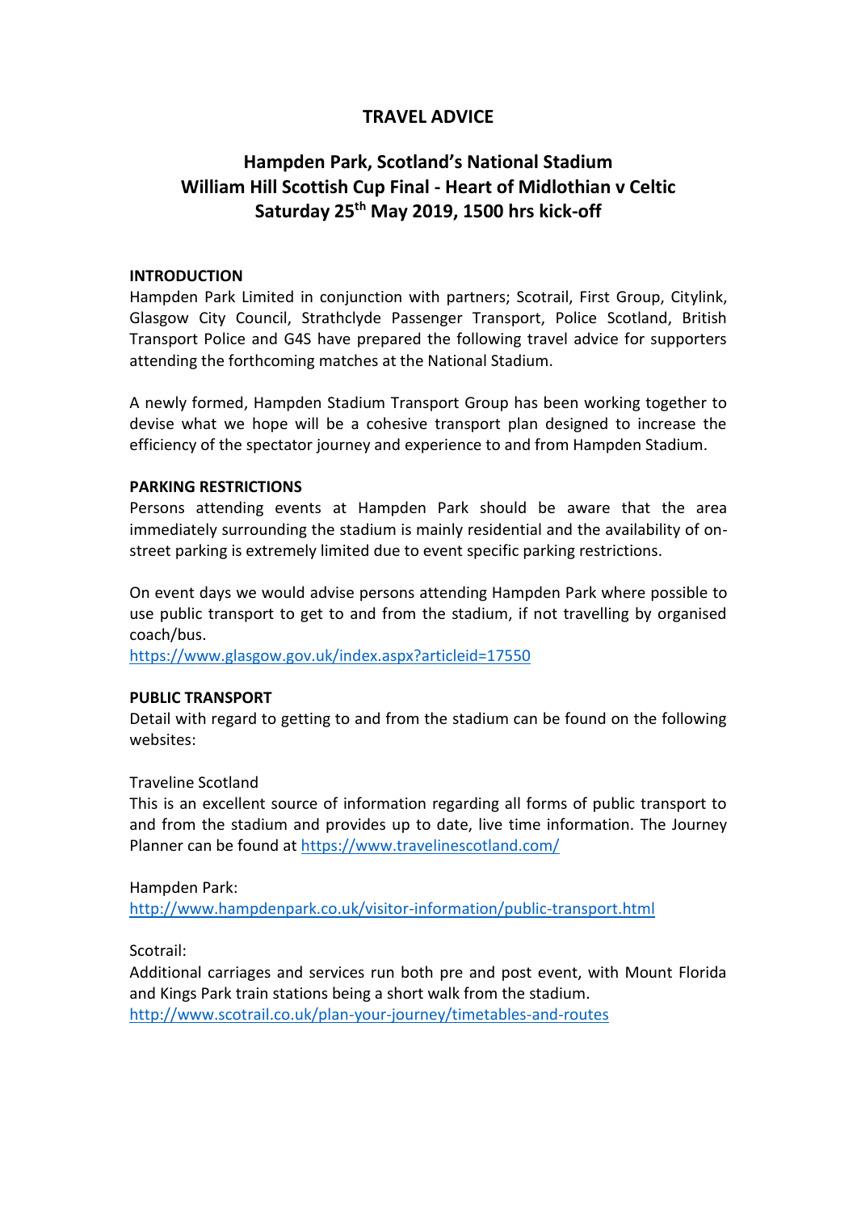# TRAVEL ADVICE

## Hampden Park, Scotland's National Stadium
## William Hill Scottish Cup Final - Heart of Midlothian v Celtic
## Saturday 25th May 2019, 1500 hrs kick-off

**INTRODUCTION**

Hampden Park Limited in conjunction with partners; Scotrail, First Group, Citylink, Glasgow City Council, Strathclyde Passenger Transport, Police Scotland, British Transport Police and G4S have prepared the following travel advice for supporters attending the forthcoming matches at the National Stadium.

A newly formed, Hampden Stadium Transport Group has been working together to devise what we hope will be a cohesive transport plan designed to increase the efficiency of the spectator journey and experience to and from Hampden Stadium.

**PARKING RESTRICTIONS**

Persons attending events at Hampden Park should be aware that the area immediately surrounding the stadium is mainly residential and the availability of on-street parking is extremely limited due to event specific parking restrictions.

On event days we would advise persons attending Hampden Park where possible to use public transport to get to and from the stadium, if not travelling by organised coach/bus.
https://www.glasgow.gov.uk/index.aspx?articleid=17550

**PUBLIC TRANSPORT**

Detail with regard to getting to and from the stadium can be found on the following websites:

Traveline Scotland
This is an excellent source of information regarding all forms of public transport to and from the stadium and provides up to date, live time information. The Journey Planner can be found at https://www.travelinescotland.com/

Hampden Park:
http://www.hampdenpark.co.uk/visitor-information/public-transport.html

Scotrail:
Additional carriages and services run both pre and post event, with Mount Florida and Kings Park train stations being a short walk from the stadium.
http://www.scotrail.co.uk/plan-your-journey/timetables-and-routes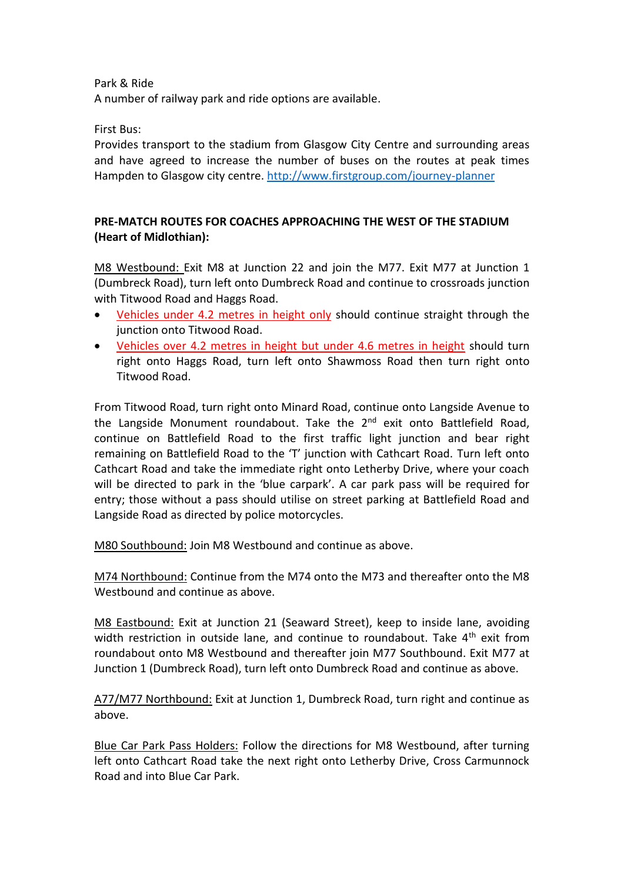Park & Ride
A number of railway park and ride options are available.

First Bus:
Provides transport to the stadium from Glasgow City Centre and surrounding areas and have agreed to increase the number of buses on the routes at peak times Hampden to Glasgow city centre. http://www.firstgroup.com/journey-planner

**PRE-MATCH ROUTES FOR COACHES APPROACHING THE WEST OF THE STADIUM (Heart of Midlothian):**

M8 Westbound: Exit M8 at Junction 22 and join the M77. Exit M77 at Junction 1 (Dumbreck Road), turn left onto Dumbreck Road and continue to crossroads junction with Titwood Road and Haggs Road.

- Vehicles under 4.2 metres in height only should continue straight through the junction onto Titwood Road.
- Vehicles over 4.2 metres in height but under 4.6 metres in height should turn right onto Haggs Road, turn left onto Shawmoss Road then turn right onto Titwood Road.

From Titwood Road, turn right onto Minard Road, continue onto Langside Avenue to the Langside Monument roundabout. Take the 2nd exit onto Battlefield Road, continue on Battlefield Road to the first traffic light junction and bear right remaining on Battlefield Road to the 'T' junction with Cathcart Road. Turn left onto Cathcart Road and take the immediate right onto Letherby Drive, where your coach will be directed to park in the 'blue carpark'. A car park pass will be required for entry; those without a pass should utilise on street parking at Battlefield Road and Langside Road as directed by police motorcycles.

M80 Southbound: Join M8 Westbound and continue as above.

M74 Northbound: Continue from the M74 onto the M73 and thereafter onto the M8 Westbound and continue as above.

M8 Eastbound: Exit at Junction 21 (Seaward Street), keep to inside lane, avoiding width restriction in outside lane, and continue to roundabout. Take 4th exit from roundabout onto M8 Westbound and thereafter join M77 Southbound. Exit M77 at Junction 1 (Dumbreck Road), turn left onto Dumbreck Road and continue as above.

A77/M77 Northbound: Exit at Junction 1, Dumbreck Road, turn right and continue as above.

Blue Car Park Pass Holders: Follow the directions for M8 Westbound, after turning left onto Cathcart Road take the next right onto Letherby Drive, Cross Carmunnock Road and into Blue Car Park.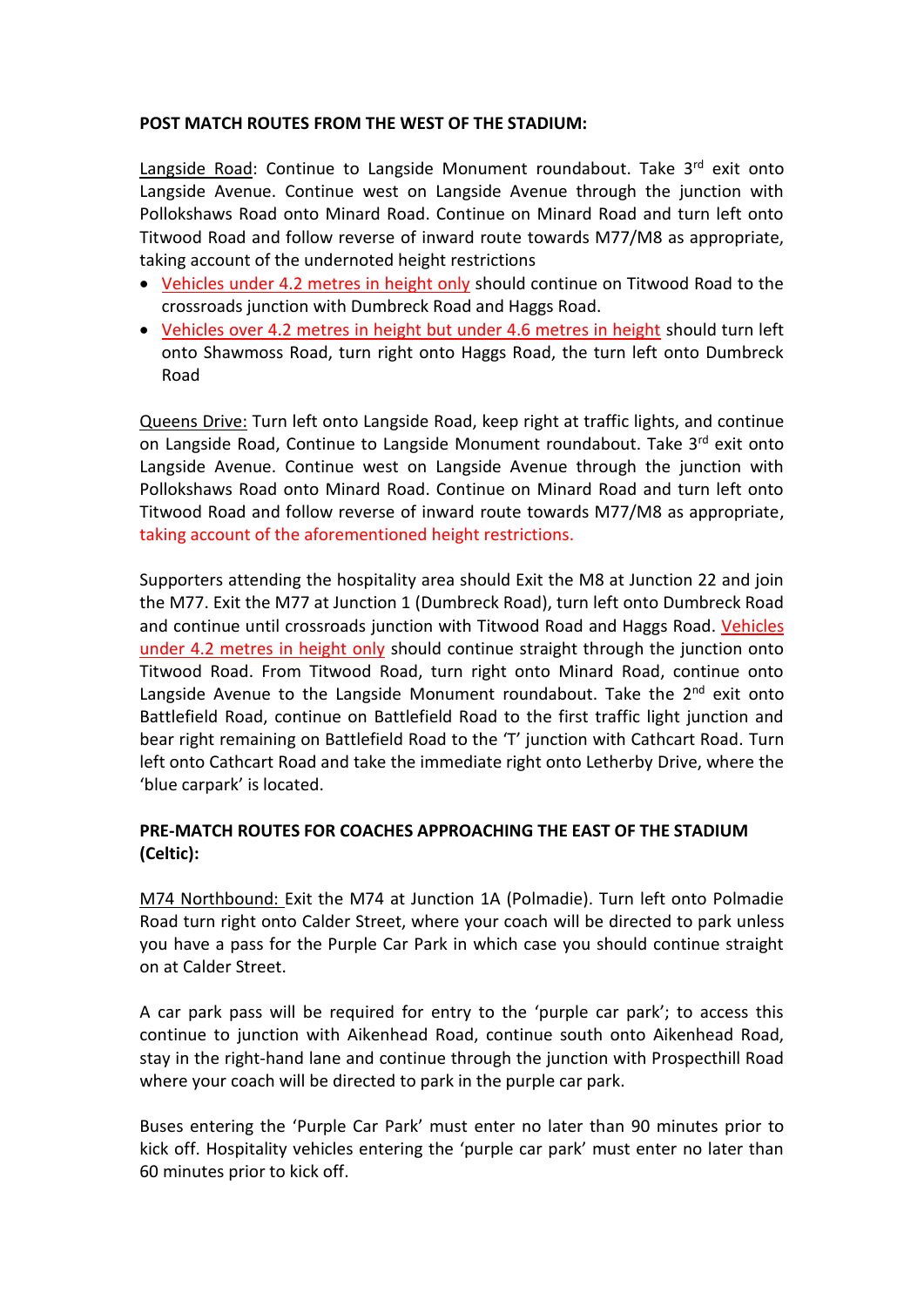**POST MATCH ROUTES FROM THE WEST OF THE STADIUM:**

Langside Road: Continue to Langside Monument roundabout. Take 3rd exit onto Langside Avenue. Continue west on Langside Avenue through the junction with Pollokshaws Road onto Minard Road. Continue on Minard Road and turn left onto Titwood Road and follow reverse of inward route towards M77/M8 as appropriate, taking account of the undernoted height restrictions

- Vehicles under 4.2 metres in height only should continue on Titwood Road to the crossroads junction with Dumbreck Road and Haggs Road.
- Vehicles over 4.2 metres in height but under 4.6 metres in height should turn left onto Shawmoss Road, turn right onto Haggs Road, the turn left onto Dumbreck Road

Queens Drive: Turn left onto Langside Road, keep right at traffic lights, and continue on Langside Road, Continue to Langside Monument roundabout. Take 3rd exit onto Langside Avenue. Continue west on Langside Avenue through the junction with Pollokshaws Road onto Minard Road. Continue on Minard Road and turn left onto Titwood Road and follow reverse of inward route towards M77/M8 as appropriate, taking account of the aforementioned height restrictions.

Supporters attending the hospitality area should Exit the M8 at Junction 22 and join the M77. Exit the M77 at Junction 1 (Dumbreck Road), turn left onto Dumbreck Road and continue until crossroads junction with Titwood Road and Haggs Road. Vehicles under 4.2 metres in height only should continue straight through the junction onto Titwood Road. From Titwood Road, turn right onto Minard Road, continue onto Langside Avenue to the Langside Monument roundabout. Take the 2nd exit onto Battlefield Road, continue on Battlefield Road to the first traffic light junction and bear right remaining on Battlefield Road to the 'T' junction with Cathcart Road. Turn left onto Cathcart Road and take the immediate right onto Letherby Drive, where the 'blue carpark' is located.

**PRE-MATCH ROUTES FOR COACHES APPROACHING THE EAST OF THE STADIUM (Celtic):**

M74 Northbound: Exit the M74 at Junction 1A (Polmadie). Turn left onto Polmadie Road turn right onto Calder Street, where your coach will be directed to park unless you have a pass for the Purple Car Park in which case you should continue straight on at Calder Street.

A car park pass will be required for entry to the 'purple car park'; to access this continue to junction with Aikenhead Road, continue south onto Aikenhead Road, stay in the right-hand lane and continue through the junction with Prospecthill Road where your coach will be directed to park in the purple car park.

Buses entering the 'Purple Car Park' must enter no later than 90 minutes prior to kick off. Hospitality vehicles entering the 'purple car park' must enter no later than 60 minutes prior to kick off.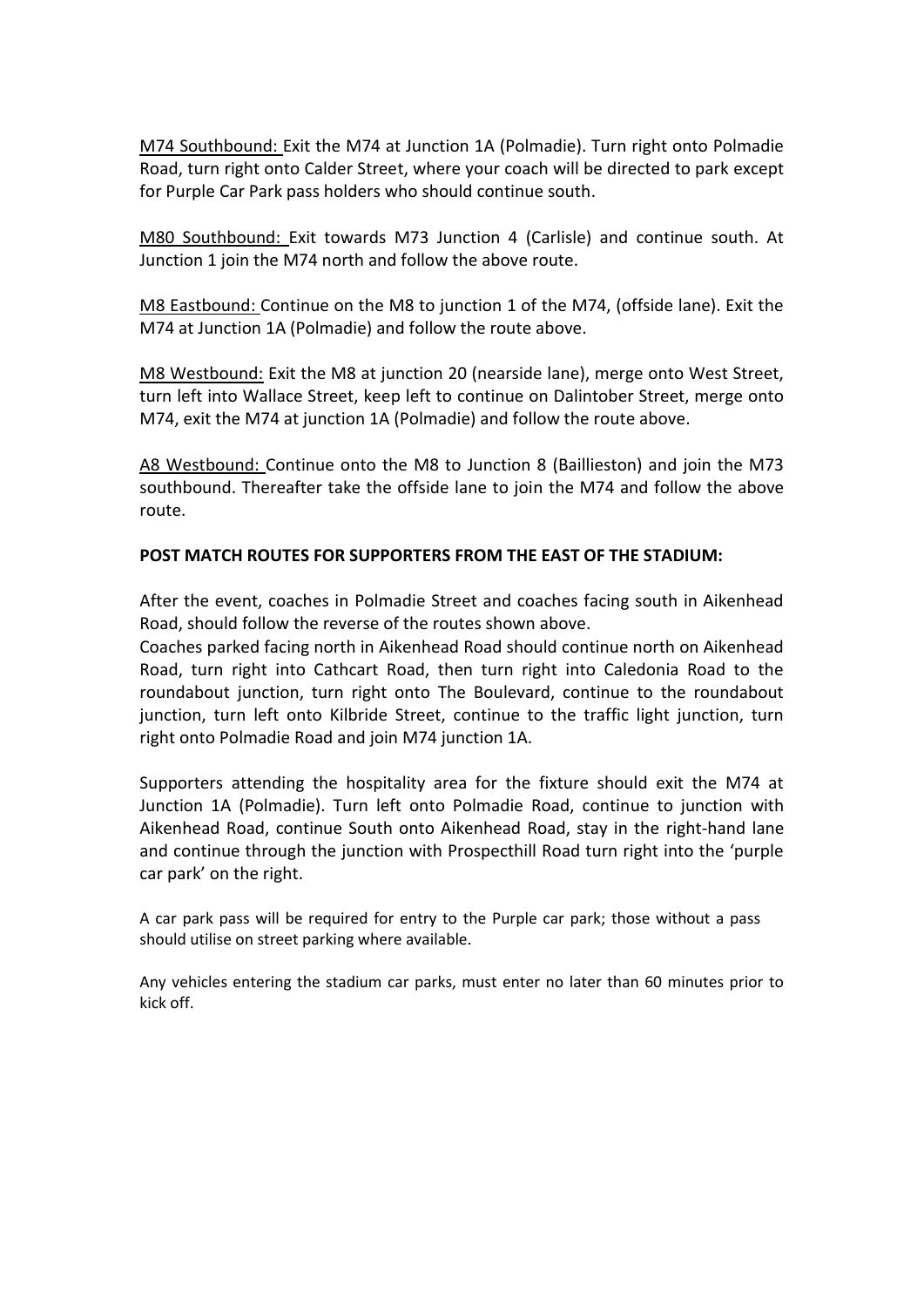<u>M74 Southbound:</u> Exit the M74 at Junction 1A (Polmadie). Turn right onto Polmadie Road, turn right onto Calder Street, where your coach will be directed to park except for Purple Car Park pass holders who should continue south.

<u>M80 Southbound:</u> Exit towards M73 Junction 4 (Carlisle) and continue south. At Junction 1 join the M74 north and follow the above route.

<u>M8 Eastbound:</u> Continue on the M8 to junction 1 of the M74, (offside lane). Exit the M74 at Junction 1A (Polmadie) and follow the route above.

<u>M8 Westbound:</u> Exit the M8 at junction 20 (nearside lane), merge onto West Street, turn left into Wallace Street, keep left to continue on Dalintober Street, merge onto M74, exit the M74 at junction 1A (Polmadie) and follow the route above.

<u>A8 Westbound:</u> Continue onto the M8 to Junction 8 (Baillieston) and join the M73 southbound. Thereafter take the offside lane to join the M74 and follow the above route.

**POST MATCH ROUTES FOR SUPPORTERS FROM THE EAST OF THE STADIUM:**

After the event, coaches in Polmadie Street and coaches facing south in Aikenhead Road, should follow the reverse of the routes shown above.
Coaches parked facing north in Aikenhead Road should continue north on Aikenhead Road, turn right into Cathcart Road, then turn right into Caledonia Road to the roundabout junction, turn right onto The Boulevard, continue to the roundabout junction, turn left onto Kilbride Street, continue to the traffic light junction, turn right onto Polmadie Road and join M74 junction 1A.

Supporters attending the hospitality area for the fixture should exit the M74 at Junction 1A (Polmadie). Turn left onto Polmadie Road, continue to junction with Aikenhead Road, continue South onto Aikenhead Road, stay in the right-hand lane and continue through the junction with Prospecthill Road turn right into the 'purple car park' on the right.

A car park pass will be required for entry to the Purple car park; those without a pass should utilise on street parking where available.

Any vehicles entering the stadium car parks, must enter no later than 60 minutes prior to kick off.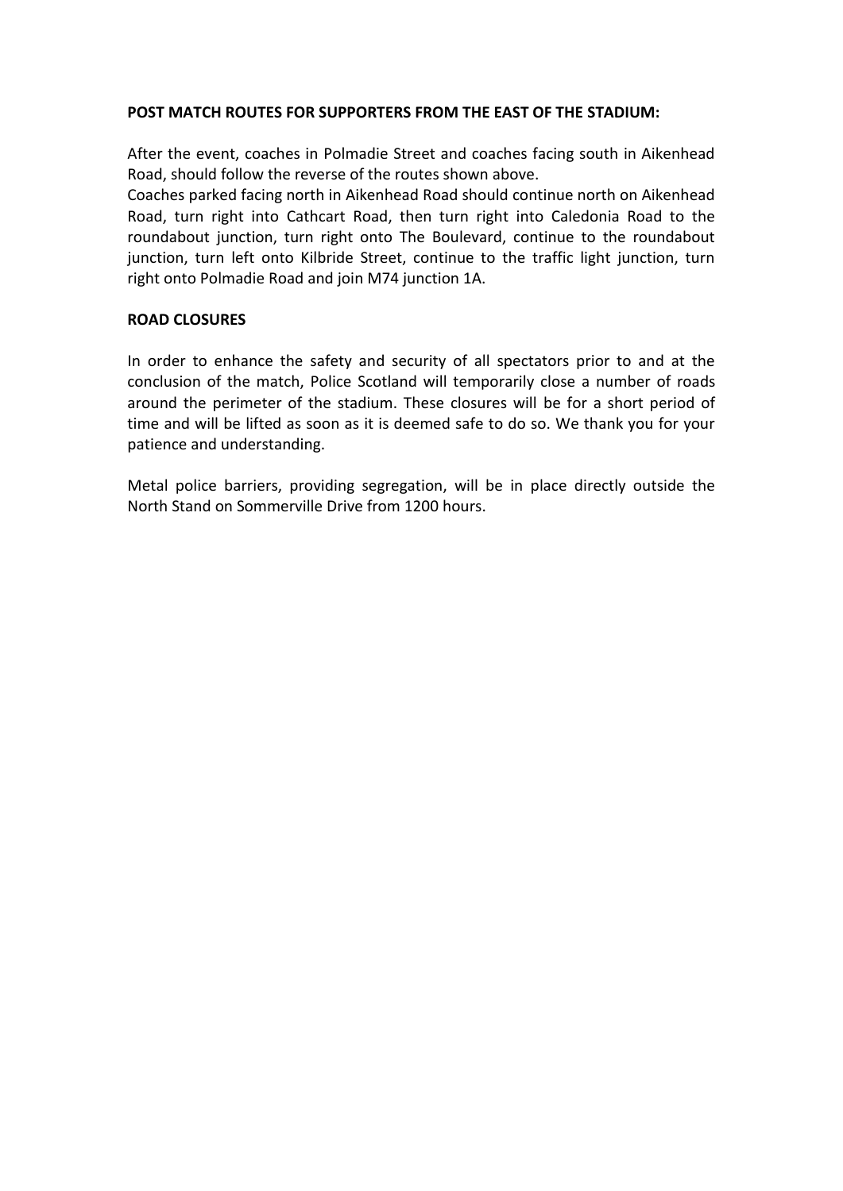**POST MATCH ROUTES FOR SUPPORTERS FROM THE EAST OF THE STADIUM:**

After the event, coaches in Polmadie Street and coaches facing south in Aikenhead Road, should follow the reverse of the routes shown above.
Coaches parked facing north in Aikenhead Road should continue north on Aikenhead Road, turn right into Cathcart Road, then turn right into Caledonia Road to the roundabout junction, turn right onto The Boulevard, continue to the roundabout junction, turn left onto Kilbride Street, continue to the traffic light junction, turn right onto Polmadie Road and join M74 junction 1A.

**ROAD CLOSURES**

In order to enhance the safety and security of all spectators prior to and at the conclusion of the match, Police Scotland will temporarily close a number of roads around the perimeter of the stadium. These closures will be for a short period of time and will be lifted as soon as it is deemed safe to do so. We thank you for your patience and understanding.

Metal police barriers, providing segregation, will be in place directly outside the North Stand on Sommerville Drive from 1200 hours.